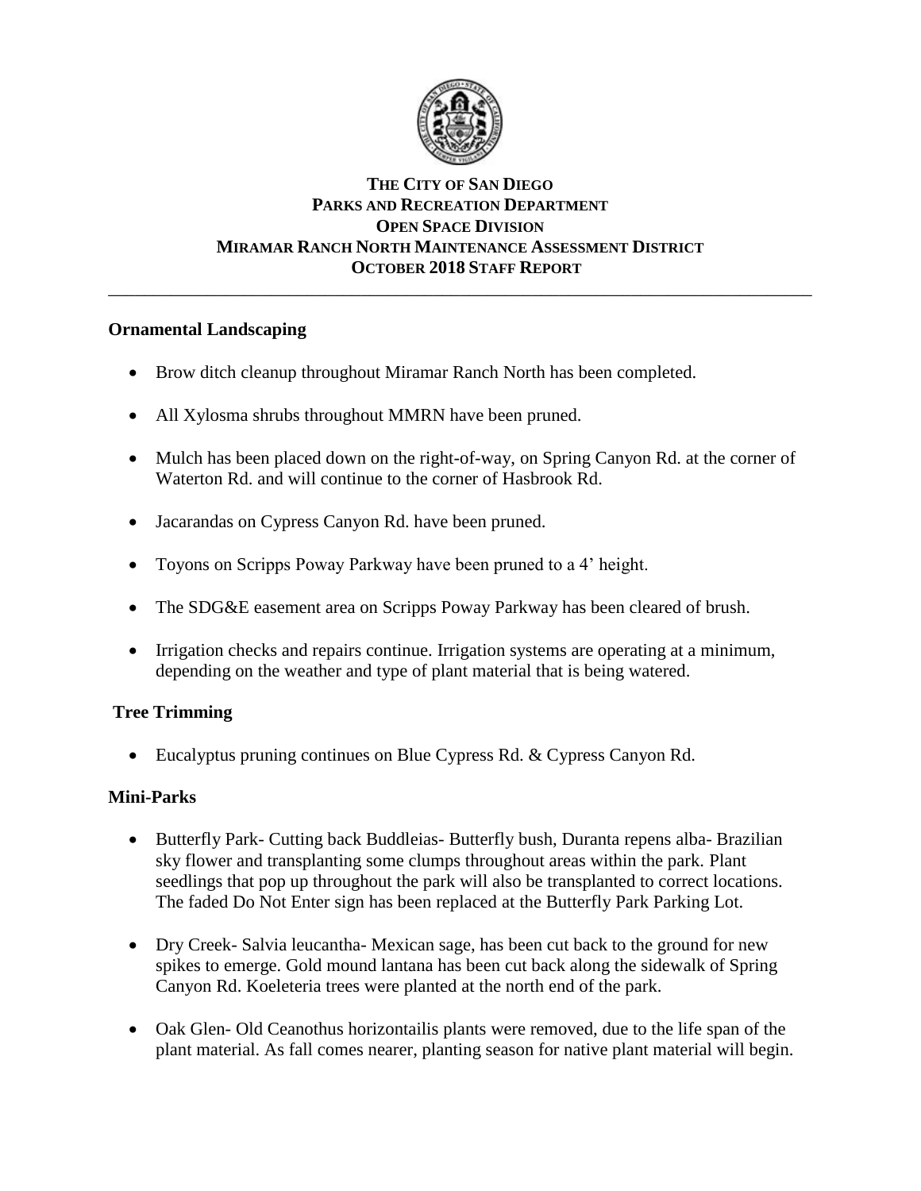# THE CITY OF SAN DIEGO
## PARKS AND RECREATION DEPARTMENT
## OPEN SPACE DIVISION
## MIRAMAR RANCH NORTH MAINTENANCE ASSESSMENT DISTRICT
## OCTOBER 2018 STAFF REPORT

---

**Ornamental Landscaping**

- Brow ditch cleanup throughout Miramar Ranch North has been completed.
- All Xylosma shrubs throughout MMRN have been pruned.
- Mulch has been placed down on the right-of-way, on Spring Canyon Rd. at the corner of Waterton Rd. and will continue to the corner of Hasbrook Rd.
- Jacarandas on Cypress Canyon Rd. have been pruned.
- Toyons on Scripps Poway Parkway have been pruned to a 4' height.
- The SDG&E easement area on Scripps Poway Parkway has been cleared of brush.
- Irrigation checks and repairs continue. Irrigation systems are operating at a minimum, depending on the weather and type of plant material that is being watered.

**Tree Trimming**

- Eucalyptus pruning continues on Blue Cypress Rd. & Cypress Canyon Rd.

**Mini-Parks**

- Butterfly Park- Cutting back Buddleias- Butterfly bush, Duranta repens alba- Brazilian sky flower and transplanting some clumps throughout areas within the park. Plant seedlings that pop up throughout the park will also be transplanted to correct locations. The faded Do Not Enter sign has been replaced at the Butterfly Park Parking Lot.
- Dry Creek- Salvia leucantha- Mexican sage, has been cut back to the ground for new spikes to emerge. Gold mound lantana has been cut back along the sidewalk of Spring Canyon Rd. Koeleteria trees were planted at the north end of the park.
- Oak Glen- Old Ceanothus horizontailis plants were removed, due to the life span of the plant material. As fall comes nearer, planting season for native plant material will begin.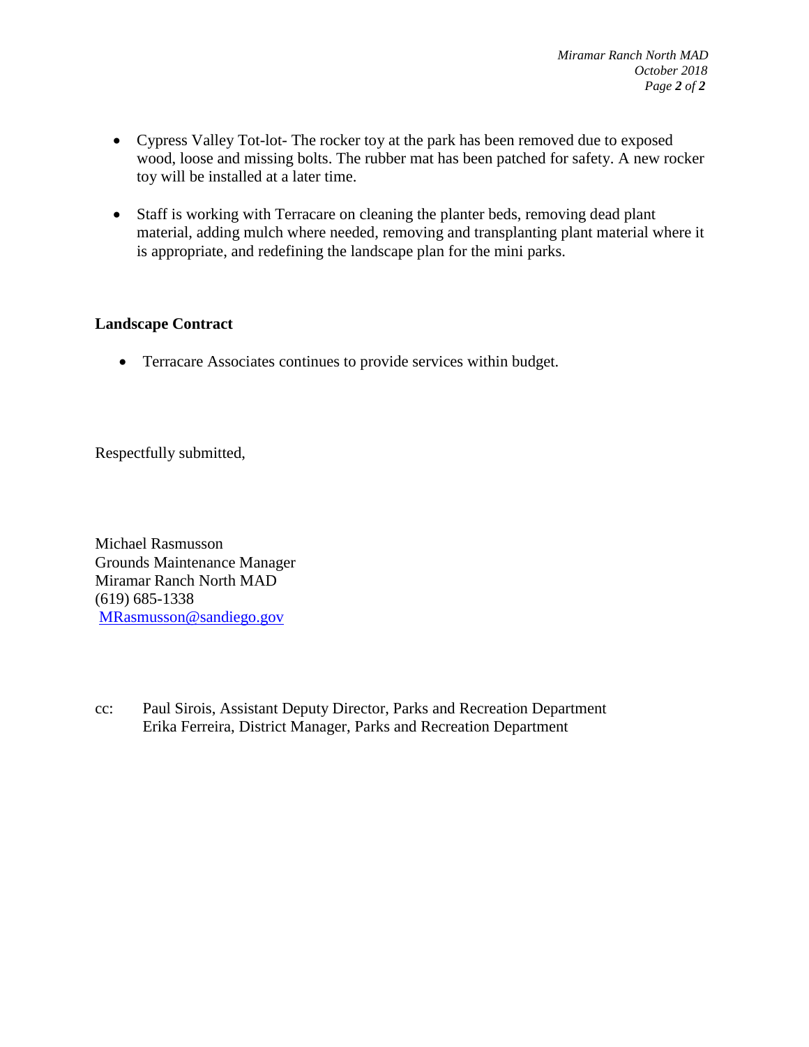- Cypress Valley Tot-lot- The rocker toy at the park has been removed due to exposed wood, loose and missing bolts. The rubber mat has been patched for safety. A new rocker toy will be installed at a later time.

- Staff is working with Terracare on cleaning the planter beds, removing dead plant material, adding mulch where needed, removing and transplanting plant material where it is appropriate, and redefining the landscape plan for the mini parks.

**Landscape Contract**

- Terracare Associates continues to provide services within budget.

Respectfully submitted,

Michael Rasmusson
Grounds Maintenance Manager
Miramar Ranch North MAD
(619) 685-1338
MRasmusson@sandiego.gov

cc: Paul Sirois, Assistant Deputy Director, Parks and Recreation Department
Erika Ferreira, District Manager, Parks and Recreation Department